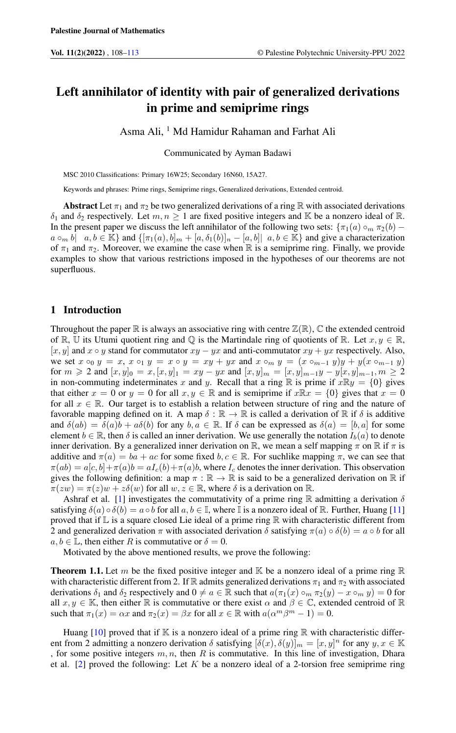# Left annihilator of identity with pair of generalized derivations in prime and semiprime rings

Asma Ali, [1] Md Hamidur Rahaman and Farhat Ali

Communicated by Ayman Badawi

MSC 2010 Classifications: Primary 16W25; Secondary 16N60, 15A27.

Keywords and phrases: Prime rings, Semiprime rings, Generalized derivations, Extended centroid.

**Abstract** Let $\pi_1$ and $\pi_2$ be two generalized derivations of a ring $\mathbb{R}$ with associated derivations $\delta_1$ and $\delta_2$ respectively. Let $m, n \geq 1$ are fixed positive integers and $\mathbb{K}$ be a nonzero ideal of $\mathbb{R}$. In the present paper we discuss the left annihilator of the following two sets: $\{\pi_1(a) \circ_m \pi_2(b) - a \circ_m b| \quad a, b \in \mathbb{K}\}$ and $\{[\pi_1(a), b]_m + [a, \delta_1(b)]_n - [a, b]| \;\; a, b \in \mathbb{K}\}$ and give a characterization of $\pi_1$ and $\pi_2$. Moreover, we examine the case when $\mathbb{R}$ is a semiprime ring. Finally, we provide examples to show that various restrictions imposed in the hypotheses of our theorems are not superfluous.

## 1 Introduction

Throughout the paper $\mathbb{R}$ is always an associative ring with centre $\mathbb{Z}(\mathbb{R})$, $\mathbb{C}$ the extended centroid of $\mathbb{R}$, $\mathbb{U}$ its Utumi quotient ring and $\mathbb{Q}$ is the Martindale ring of quotients of $\mathbb{R}$. Let $x, y \in \mathbb{R}$, $[x, y]$ and $x \circ y$ stand for commutator $xy - yx$ and anti-commutator $xy + yx$ respectively. Also, we set $x \circ_0 y = x$, $x \circ_1 y = x \circ y = xy + yx$ and $x \circ_m y = (x \circ_{m-1} y)y + y(x \circ_{m-1} y)$ for $m \geqslant 2$ and $[x, y]_0 = x, [x, y]_1 = xy - yx$ and $[x, y]_m = [x, y]_{m-1}y - y[x, y]_{m-1}, m \geq 2$ in non-commuting indeterminates $x$ and $y$. Recall that a ring $\mathbb{R}$ is prime if $x\mathbb{R}y = \{0\}$ gives that either $x = 0$ or $y = 0$ for all $x, y \in \mathbb{R}$ and is semiprime if $x\mathbb{R}x = \{0\}$ gives that $x = 0$ for all $x \in \mathbb{R}$. Our target is to establish a relation between structure of ring and the nature of favorable mapping defined on it. A map $\delta : \mathbb{R} \to \mathbb{R}$ is called a derivation of $\mathbb{R}$ if $\delta$ is additive and $\delta(ab) = \delta(a)b + a\delta(b)$ for any $b, a \in \mathbb{R}$. If $\delta$ can be expressed as $\delta(a) = [b, a]$ for some element $b \in \mathbb{R}$, then $\delta$ is called an inner derivation. We use generally the notation $I_b(a)$ to denote inner derivation. By a generalized inner derivation on $\mathbb{R}$, we mean a self mapping $\pi$ on $\mathbb{R}$ if $\pi$ is additive and $\pi(a) = ba + ac$ for some fixed $b, c \in \mathbb{R}$. For suchlike mapping $\pi$, we can see that $\pi(ab) = a[c, b] + \pi(a)b = aI_c(b) + \pi(a)b$, where $I_c$ denotes the inner derivation. This observation gives the following definition: a map $\pi : \mathbb{R} \to \mathbb{R}$ is said to be a generalized derivation on $\mathbb{R}$ if $\pi(zw) = \pi(z)w + z\delta(w)$ for all $w, z \in \mathbb{R}$, where $\delta$ is a derivation on $\mathbb{R}$.

Ashraf et al. [1] investigates the commutativity of a prime ring $\mathbb{R}$ admitting a derivation $\delta$ satisfying $\delta(a) \circ \delta(b) = a \circ b$ for all $a, b \in \mathbb{I}$, where $\mathbb{I}$ is a nonzero ideal of $\mathbb{R}$. Further, Huang [11] proved that if $\mathbb{L}$ is a square closed Lie ideal of a prime ring $\mathbb{R}$ with characteristic different from 2 and generalized derivation $\pi$ with associated derivation $\delta$ satisfying $\pi(a) \circ \delta(b) = a \circ b$ for all $a, b \in \mathbb{L}$, then either $R$ is commutative or $\delta = 0$.

Motivated by the above mentioned results, we prove the following:

**Theorem 1.1.** Let $m$ be the fixed positive integer and $\mathbb{K}$ be a nonzero ideal of a prime ring $\mathbb{R}$ with characteristic different from 2. If $\mathbb{R}$ admits generalized derivations $\pi_1$ and $\pi_2$ with associated derivations $\delta_1$ and $\delta_2$ respectively and $0 \neq a \in \mathbb{R}$ such that $a(\pi_1(x) \circ_m \pi_2(y) - x \circ_m y) = 0$ for all $x, y \in \mathbb{K}$, then either $\mathbb{R}$ is commutative or there exist $\alpha$ and $\beta \in \mathbb{C}$, extended centroid of $\mathbb{R}$ such that $\pi_1(x) = \alpha x$ and $\pi_2(x) = \beta x$ for all $x \in \mathbb{R}$ with $a(\alpha^m \beta^m - 1) = 0$.

Huang [10] proved that if $\mathbb{K}$ is a nonzero ideal of a prime ring $\mathbb{R}$ with characteristic different from 2 admitting a nonzero derivation $\delta$ satisfying $[\delta(x), \delta(y)]_m = [x, y]^n$ for any $y, x \in \mathbb{K}$ , for some positive integers $m, n$, then $R$ is commutative. In this line of investigation, Dhara et al. [2] proved the following: Let $K$ be a nonzero ideal of a 2-torsion free semiprime ring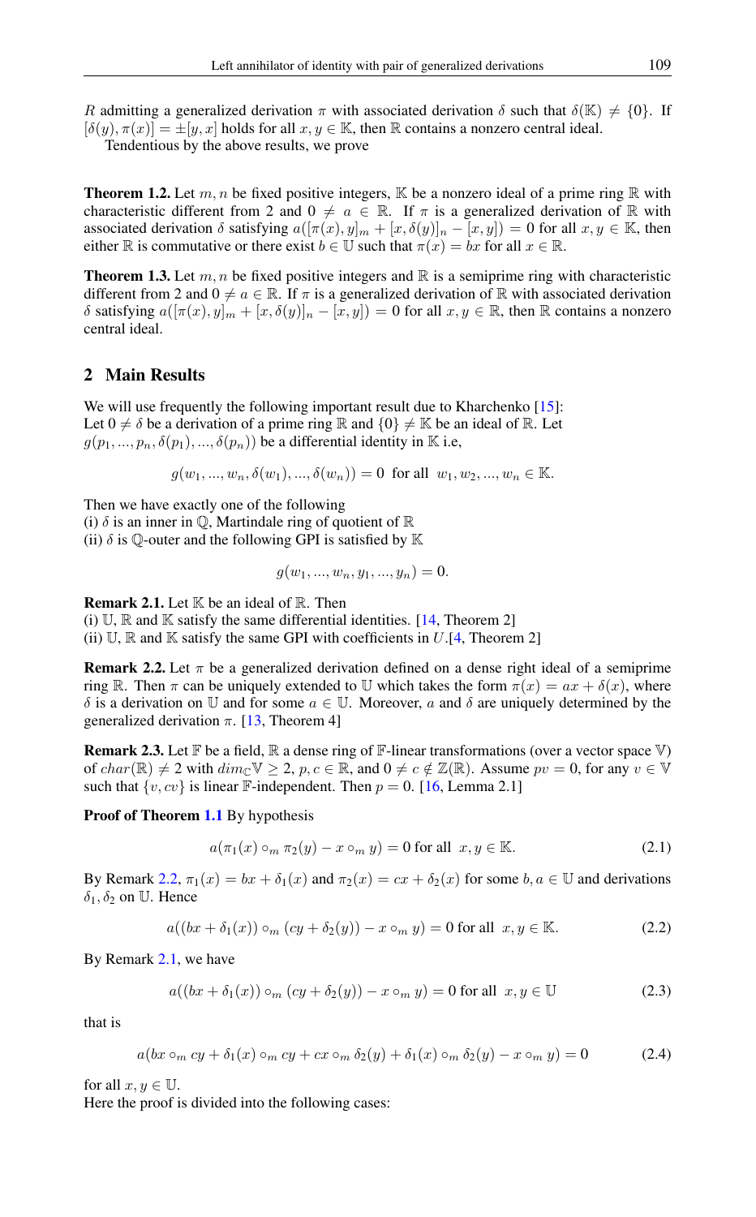$\mathbb{R}$ admitting a generalized derivation $\pi$ with associated derivation $\delta$ such that $\delta(\mathbb{K}) \neq \{0\}$. If $[\delta(y), \pi(x)] = \pm[y, x]$ holds for all $x, y \in \mathbb{K}$, then $\mathbb{R}$ contains a nonzero central ideal.

Tendentious by the above results, we prove

**Theorem 1.2.** Let $m, n$ be fixed positive integers, $\mathbb{K}$ be a nonzero ideal of a prime ring $\mathbb{R}$ with characteristic different from 2 and $0 \neq a \in \mathbb{R}$. If $\pi$ is a generalized derivation of $\mathbb{R}$ with associated derivation $\delta$ satisfying $a([\pi(x), y]_m + [x, \delta(y)]_n - [x, y]) = 0$ for all $x, y \in \mathbb{K}$, then either $\mathbb{R}$ is commutative or there exist $b \in \mathbb{U}$ such that $\pi(x) = bx$ for all $x \in \mathbb{R}$.

**Theorem 1.3.** Let $m, n$ be fixed positive integers and $\mathbb{R}$ is a semiprime ring with characteristic different from 2 and $0 \neq a \in \mathbb{R}$. If $\pi$ is a generalized derivation of $\mathbb{R}$ with associated derivation $\delta$ satisfying $a([\pi(x), y]_m + [x, \delta(y)]_n - [x, y]) = 0$ for all $x, y \in \mathbb{R}$, then $\mathbb{R}$ contains a nonzero central ideal.

## 2 Main Results

We will use frequently the following important result due to Kharchenko [15]:
Let $0 \neq \delta$ be a derivation of a prime ring $\mathbb{R}$ and $\{0\} \neq \mathbb{K}$ be an ideal of $\mathbb{R}$. Let $g(p_1, ..., p_n, \delta(p_1), ..., \delta(p_n))$ be a differential identity in $\mathbb{K}$ i.e,

$$g(w_1, ..., w_n, \delta(w_1), ..., \delta(w_n)) = 0 \text{ for all } w_1, w_2, ..., w_n \in \mathbb{K}.$$

Then we have exactly one of the following
(i) $\delta$ is an inner in $\mathbb{Q}$, Martindale ring of quotient of $\mathbb{R}$
(ii) $\delta$ is $\mathbb{Q}$-outer and the following GPI is satisfied by $\mathbb{K}$

$$g(w_1, ..., w_n, y_1, ..., y_n) = 0.$$

**Remark 2.1.** Let $\mathbb{K}$ be an ideal of $\mathbb{R}$. Then
(i) $\mathbb{U}$, $\mathbb{R}$ and $\mathbb{K}$ satisfy the same differential identities. [14, Theorem 2]
(ii) $\mathbb{U}$, $\mathbb{R}$ and $\mathbb{K}$ satisfy the same GPI with coefficients in $U$.[4, Theorem 2]

**Remark 2.2.** Let $\pi$ be a generalized derivation defined on a dense right ideal of a semiprime ring $\mathbb{R}$. Then $\pi$ can be uniquely extended to $\mathbb{U}$ which takes the form $\pi(x) = ax + \delta(x)$, where $\delta$ is a derivation on $\mathbb{U}$ and for some $a \in \mathbb{U}$. Moreover, $a$ and $\delta$ are uniquely determined by the generalized derivation $\pi$. [13, Theorem 4]

**Remark 2.3.** Let $\mathbb{F}$ be a field, $\mathbb{R}$ a dense ring of $\mathbb{F}$-linear transformations (over a vector space $\mathbb{V}$) of $char(\mathbb{R}) \neq 2$ with $dim_{\mathbb{C}}\mathbb{V} \geq 2$, $p, c \in \mathbb{R}$, and $0 \neq c \notin \mathbb{Z}(\mathbb{R})$. Assume $pv = 0$, for any $v \in \mathbb{V}$ such that $\{v, cv\}$ is linear $\mathbb{F}$-independent. Then $p = 0$. [16, Lemma 2.1]

**Proof of Theorem 1.1** By hypothesis

$$a(\pi_1(x) \circ_m \pi_2(y) - x \circ_m y) = 0 \text{ for all } x, y \in \mathbb{K}. \tag{2.1}$$

By Remark 2.2, $\pi_1(x) = bx + \delta_1(x)$ and $\pi_2(x) = cx + \delta_2(x)$ for some $b, a \in \mathbb{U}$ and derivations $\delta_1, \delta_2$ on $\mathbb{U}$. Hence

$$a((bx + \delta_1(x)) \circ_m (cy + \delta_2(y)) - x \circ_m y) = 0 \text{ for all } x, y \in \mathbb{K}. \tag{2.2}$$

By Remark 2.1, we have

$$a((bx + \delta_1(x)) \circ_m (cy + \delta_2(y)) - x \circ_m y) = 0 \text{ for all } x, y \in \mathbb{U} \tag{2.3}$$

that is

$$a(bx \circ_m cy + \delta_1(x) \circ_m cy + cx \circ_m \delta_2(y) + \delta_1(x) \circ_m \delta_2(y) - x \circ_m y) = 0 \tag{2.4}$$

for all $x, y \in \mathbb{U}$.
Here the proof is divided into the following cases: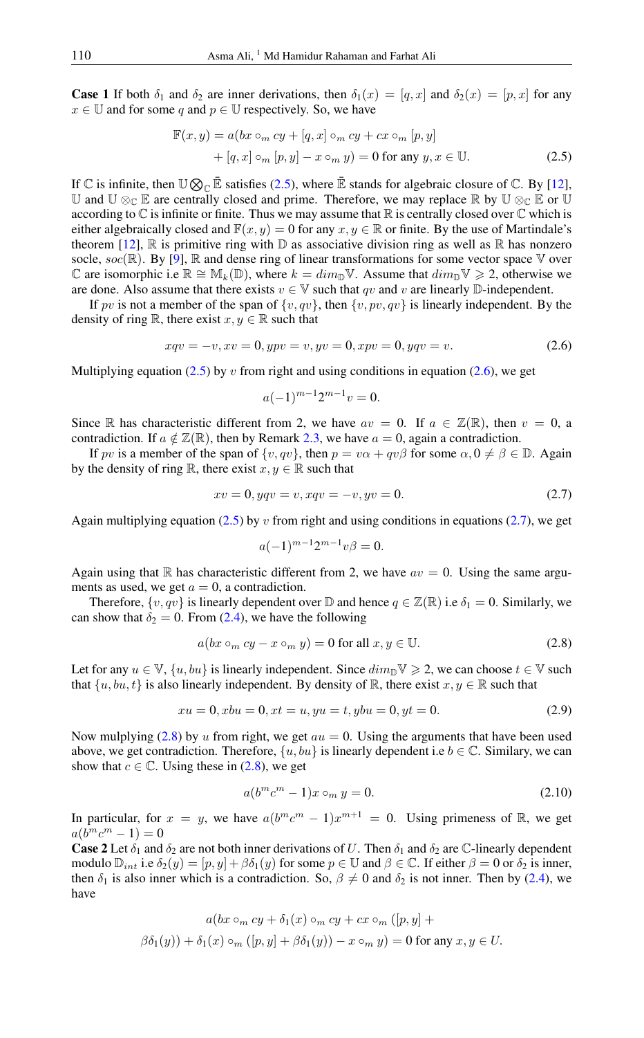**Case 1** If both $\delta_1$ and $\delta_2$ are inner derivations, then $\delta_1(x) = [q, x]$ and $\delta_2(x) = [p, x]$ for any $x \in \mathbb{U}$ and for some $q$ and $p \in \mathbb{U}$ respectively. So, we have

$$\mathbb{F}(x, y) = a(bx \circ_m cy + [q, x] \circ_m cy + cx \circ_m [p, y] + [q, x] \circ_m [p, y] - x \circ_m y) = 0 \text{ for any } y, x \in \mathbb{U}. \quad (2.5)$$

If $\mathbb{C}$ is infinite, then $\mathbb{U} \bigotimes_{\mathbb{C}} \bar{\mathbb{E}}$ satisfies (2.5), where $\bar{\mathbb{E}}$ stands for algebraic closure of $\mathbb{C}$. By [12], $\mathbb{U}$ and $\mathbb{U} \otimes_{\mathbb{C}} \mathbb{E}$ are centrally closed and prime. Therefore, we may replace $\mathbb{R}$ by $\mathbb{U} \otimes_{\mathbb{C}} \mathbb{E}$ or $\mathbb{U}$ according to $\mathbb{C}$ is infinite or finite. Thus we may assume that $\mathbb{R}$ is centrally closed over $\mathbb{C}$ which is either algebraically closed and $\mathbb{F}(x, y) = 0$ for any $x, y \in \mathbb{R}$ or finite. By the use of Martindale's theorem [12], $\mathbb{R}$ is primitive ring with $\mathbb{D}$ as associative division ring as well as $\mathbb{R}$ has nonzero socle, $soc(\mathbb{R})$. By [9], $\mathbb{R}$ and dense ring of linear transformations for some vector space $\mathbb{V}$ over $\mathbb{C}$ are isomorphic i.e $\mathbb{R} \cong \mathbb{M}_k(\mathbb{D})$, where $k = dim_{\mathbb{D}}\mathbb{V}$. Assume that $dim_{\mathbb{D}}\mathbb{V} \geqslant 2$, otherwise we are done. Also assume that there exists $v \in \mathbb{V}$ such that $qv$ and $v$ are linearly $\mathbb{D}$-independent.

If $pv$ is not a member of the span of $\{v, qv\}$, then $\{v, pv, qv\}$ is linearly independent. By the density of ring $\mathbb{R}$, there exist $x, y \in \mathbb{R}$ such that

$$xqv = -v, xv = 0, ypv = v, yv = 0, xpv = 0, yqv = v. \quad (2.6)$$

Multiplying equation (2.5) by $v$ from right and using conditions in equation (2.6), we get

$$a(-1)^{m-1}2^{m-1}v = 0.$$

Since $\mathbb{R}$ has characteristic different from 2, we have $av = 0$. If $a \in \mathbb{Z}(\mathbb{R})$, then $v = 0$, a contradiction. If $a \notin \mathbb{Z}(\mathbb{R})$, then by Remark 2.3, we have $a = 0$, again a contradiction.

If $pv$ is a member of the span of $\{v, qv\}$, then $p = v\alpha + qv\beta$ for some $\alpha, 0 \neq \beta \in \mathbb{D}$. Again by the density of ring $\mathbb{R}$, there exist $x, y \in \mathbb{R}$ such that

$$xv = 0, yqv = v, xqv = -v, yv = 0. \quad (2.7)$$

Again multiplying equation (2.5) by $v$ from right and using conditions in equations (2.7), we get

$$a(-1)^{m-1}2^{m-1}v\beta = 0.$$

Again using that $\mathbb{R}$ has characteristic different from 2, we have $av = 0$. Using the same arguments as used, we get $a = 0$, a contradiction.

Therefore, $\{v, qv\}$ is linearly dependent over $\mathbb{D}$ and hence $q \in \mathbb{Z}(\mathbb{R})$ i.e $\delta_1 = 0$. Similarly, we can show that $\delta_2 = 0$. From (2.4), we have the following

$$a(bx \circ_m cy - x \circ_m y) = 0 \text{ for all } x, y \in \mathbb{U}. \quad (2.8)$$

Let for any $u \in \mathbb{V}$, $\{u, bu\}$ is linearly independent. Since $dim_{\mathbb{D}}\mathbb{V} \geqslant 2$, we can choose $t \in \mathbb{V}$ such that $\{u, bu, t\}$ is also linearly independent. By density of $\mathbb{R}$, there exist $x, y \in \mathbb{R}$ such that

$$xu = 0, xbu = 0, xt = u, yu = t, ybu = 0, yt = 0. \quad (2.9)$$

Now mulplying (2.8) by $u$ from right, we get $au = 0$. Using the arguments that have been used above, we get contradiction. Therefore, $\{u, bu\}$ is linearly dependent i.e $b \in \mathbb{C}$. Similary, we can show that $c \in \mathbb{C}$. Using these in (2.8), we get

$$a(b^m c^m - 1)x \circ_m y = 0. \quad (2.10)$$

In particular, for $x = y$, we have $a(b^m c^m - 1)x^{m+1} = 0$. Using primeness of $\mathbb{R}$, we get $a(b^m c^m - 1) = 0$

**Case 2** Let $\delta_1$ and $\delta_2$ are not both inner derivations of $U$. Then $\delta_1$ and $\delta_2$ are $\mathbb{C}$-linearly dependent modulo $\mathbb{D}_{int}$ i.e $\delta_2(y) = [p, y] + \beta\delta_1(y)$ for some $p \in \mathbb{U}$ and $\beta \in \mathbb{C}$. If either $\beta = 0$ or $\delta_2$ is inner, then $\delta_1$ is also inner which is a contradiction. So, $\beta \neq 0$ and $\delta_2$ is not inner. Then by (2.4), we have

$$a(bx \circ_m cy + \delta_1(x) \circ_m cy + cx \circ_m ([p, y] + \beta\delta_1(y)) + \delta_1(x) \circ_m ([p, y] + \beta\delta_1(y)) - x \circ_m y) = 0 \text{ for any } x, y \in U.$$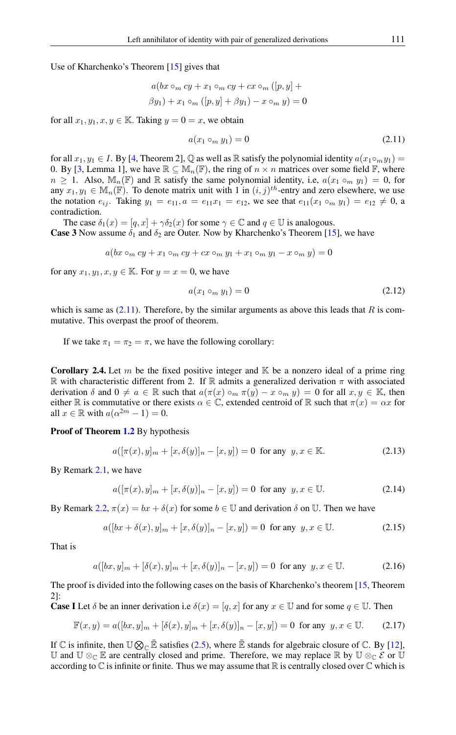Use of Kharchenko's Theorem [15] gives that

$$a(bx \circ_m cy + x_1 \circ_m cy + cx \circ_m ([p,y] + \beta y_1) + x_1 \circ_m ([p,y] + \beta y_1) - x \circ_m y) = 0$$

for all $x_1, y_1, x, y \in \mathbb{K}$. Taking $y = 0 = x$, we obtain

$$a(x_1 \circ_m y_1) = 0 \tag{2.11}$$

for all $x_1, y_1 \in I$. By [4, Theorem 2], $\mathbb{Q}$ as well as $\mathbb{R}$ satisfy the polynomial identity $a(x_1 \circ_m y_1) = 0$. By [3, Lemma 1], we have $\mathbb{R} \subseteq \mathbb{M}_n(\mathbb{F})$, the ring of $n \times n$ matrices over some field $\mathbb{F}$, where $n \geq 1$. Also, $\mathbb{M}_n(\mathbb{F})$ and $\mathbb{R}$ satisfy the same polynomial identity, i.e, $a(x_1 \circ_m y_1) = 0$, for any $x_1, y_1 \in \mathbb{M}_n(\mathbb{F})$. To denote matrix unit with 1 in $(i,j)^{th}$-entry and zero elsewhere, we use the notation $e_{ij}$. Taking $y_1 = e_{11}, a = e_{11}x_1 = e_{12}$, we see that $e_{11}(x_1 \circ_m y_1) = e_{12} \neq 0$, a contradiction.

The case $\delta_1(x) = [q,x] + \gamma\delta_2(x)$ for some $\gamma \in \mathbb{C}$ and $q \in \mathbb{U}$ is analogous.

**Case 3** Now assume $\delta_1$ and $\delta_2$ are Outer. Now by Kharchenko's Theorem [15], we have

$$a(bx \circ_m cy + x_1 \circ_m cy + cx \circ_m y_1 + x_1 \circ_m y_1 - x \circ_m y) = 0$$

for any $x_1, y_1, x, y \in \mathbb{K}$. For $y = x = 0$, we have

$$a(x_1 \circ_m y_1) = 0 \tag{2.12}$$

which is same as (2.11). Therefore, by the similar arguments as above this leads that $R$ is commutative. This overpast the proof of theorem.

If we take $\pi_1 = \pi_2 = \pi$, we have the following corollary:

**Corollary 2.4.** Let $m$ be the fixed positive integer and $\mathbb{K}$ be a nonzero ideal of a prime ring $\mathbb{R}$ with characteristic different from 2. If $\mathbb{R}$ admits a generalized derivation $\pi$ with associated derivation $\delta$ and $0 \neq a \in \mathbb{R}$ such that $a(\pi(x) \circ_m \pi(y) - x \circ_m y) = 0$ for all $x, y \in \mathbb{K}$, then either $\mathbb{R}$ is commutative or there exists $\alpha \in \mathbb{C}$, extended centroid of $\mathbb{R}$ such that $\pi(x) = \alpha x$ for all $x \in \mathbb{R}$ with $a(\alpha^{2m} - 1) = 0$.

**Proof of Theorem 1.2** By hypothesis

$$a([\pi(x), y]_m + [x, \delta(y)]_n - [x, y]) = 0 \text{ for any } y, x \in \mathbb{K}. \tag{2.13}$$

By Remark 2.1, we have

$$a([\pi(x), y]_m + [x, \delta(y)]_n - [x, y]) = 0 \text{ for any } y, x \in \mathbb{U}. \tag{2.14}$$

By Remark 2.2, $\pi(x) = bx + \delta(x)$ for some $b \in \mathbb{U}$ and derivation $\delta$ on $\mathbb{U}$. Then we have

$$a([bx + \delta(x), y]_m + [x, \delta(y)]_n - [x, y]) = 0 \text{ for any } y, x \in \mathbb{U}. \tag{2.15}$$

That is

$$a([bx, y]_m + [\delta(x), y]_m + [x, \delta(y)]_n - [x, y]) = 0 \text{ for any } y, x \in \mathbb{U}. \tag{2.16}$$

The proof is divided into the following cases on the basis of Kharchenko's theorem [15, Theorem 2]:

**Case I** Let $\delta$ be an inner derivation i.e $\delta(x) = [q, x]$ for any $x \in \mathbb{U}$ and for some $q \in \mathbb{U}$. Then

$$\mathbb{F}(x, y) = a([bx, y]_m + [\delta(x), y]_m + [x, \delta(y)]_n - [x, y]) = 0 \text{ for any } y, x \in \mathbb{U}. \tag{2.17}$$

If $\mathbb{C}$ is infinite, then $\mathbb{U} \bigotimes_{\mathbb{C}} \bar{\mathbb{E}}$ satisfies (2.5), where $\bar{\mathbb{E}}$ stands for algebraic closure of $\mathbb{C}$. By [12], $\mathbb{U}$ and $\mathbb{U} \otimes_{\mathbb{C}} \mathbb{E}$ are centrally closed and prime. Therefore, we may replace $\mathbb{R}$ by $\mathbb{U} \otimes_{\mathbb{C}} \mathcal{E}$ or $\mathbb{U}$ according to $\mathbb{C}$ is infinite or finite. Thus we may assume that $\mathbb{R}$ is centrally closed over $\mathbb{C}$ which is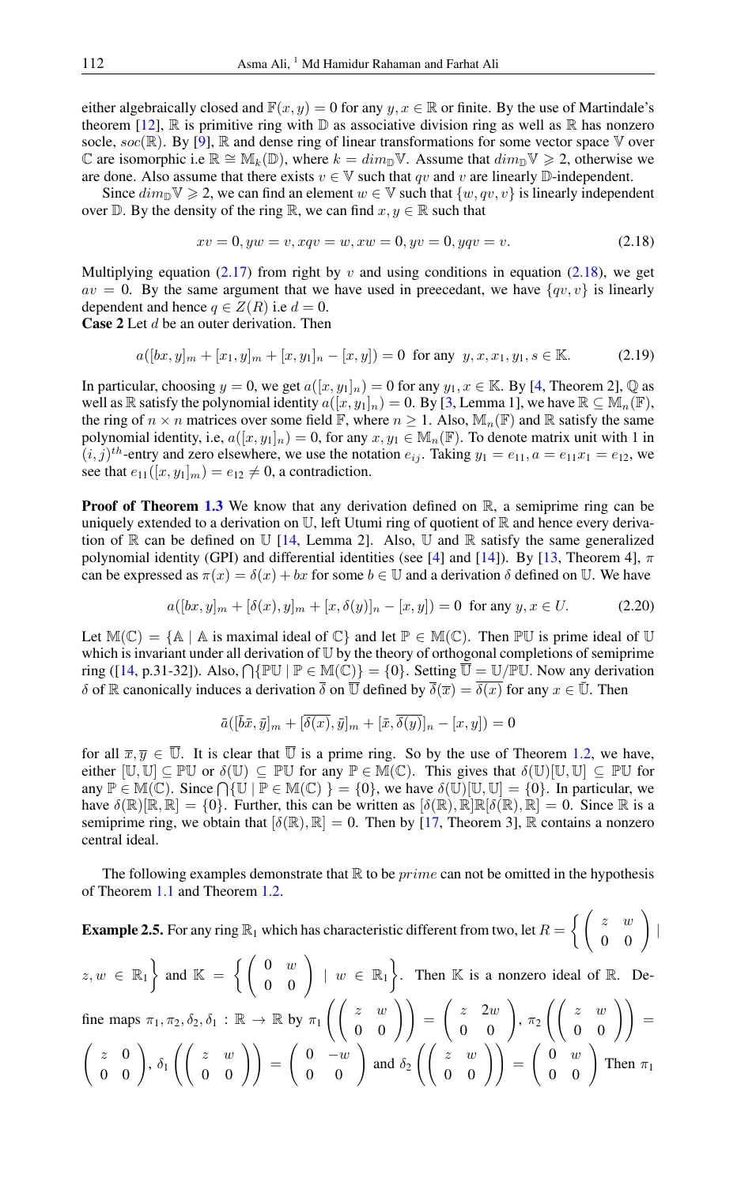either algebraically closed and $\mathbb{F}(x, y) = 0$ for any $y, x \in \mathbb{R}$ or finite. By the use of Martindale's theorem [12], $\mathbb{R}$ is primitive ring with $\mathbb{D}$ as associative division ring as well as $\mathbb{R}$ has nonzero socle, $soc(\mathbb{R})$. By [9], $\mathbb{R}$ and dense ring of linear transformations for some vector space $\mathbb{V}$ over $\mathbb{C}$ are isomorphic i.e $\mathbb{R} \cong \mathbb{M}_k(\mathbb{D})$, where $k = dim_{\mathbb{D}}\mathbb{V}$. Assume that $dim_{\mathbb{D}}\mathbb{V} \geqslant 2$, otherwise we are done. Also assume that there exists $v \in \mathbb{V}$ such that $qv$ and $v$ are linearly $\mathbb{D}$-independent.

Since $dim_{\mathbb{D}}\mathbb{V} \geqslant 2$, we can find an element $w \in \mathbb{V}$ such that $\{w, qv, v\}$ is linearly independent over $\mathbb{D}$. By the density of the ring $\mathbb{R}$, we can find $x, y \in \mathbb{R}$ such that

$$xv = 0, yw = v, xqv = w, xw = 0, yv = 0, yqv = v. \tag{2.18}$$

Multiplying equation (2.17) from right by $v$ and using conditions in equation (2.18), we get $av = 0$. By the same argument that we have used in preecedant, we have $\{qv, v\}$ is linearly dependent and hence $q \in Z(R)$ i.e $d = 0$.

**Case 2** Let $d$ be an outer derivation. Then

$$a([bx, y]_m + [x_1, y]_m + [x, y_1]_n - [x, y]) = 0 \text{ for any } y, x, x_1, y_1, s \in \mathbb{K}. \tag{2.19}$$

In particular, choosing $y = 0$, we get $a([x, y_1]_n) = 0$ for any $y_1, x \in \mathbb{K}$. By [4, Theorem 2], $\mathbb{Q}$ as well as $\mathbb{R}$ satisfy the polynomial identity $a([x, y_1]_n) = 0$. By [3, Lemma 1], we have $\mathbb{R} \subseteq \mathbb{M}_n(\mathbb{F})$, the ring of $n \times n$ matrices over some field $\mathbb{F}$, where $n \geq 1$. Also, $\mathbb{M}_n(\mathbb{F})$ and $\mathbb{R}$ satisfy the same polynomial identity, i.e, $a([x, y_1]_n) = 0$, for any $x, y_1 \in \mathbb{M}_n(\mathbb{F})$. To denote matrix unit with 1 in $(i, j)^{th}$-entry and zero elsewhere, we use the notation $e_{ij}$. Taking $y_1 = e_{11}, a = e_{11}x_1 = e_{12}$, we see that $e_{11}([x, y_1]_m) = e_{12} \neq 0$, a contradiction.

**Proof of Theorem 1.3** We know that any derivation defined on $\mathbb{R}$, a semiprime ring can be uniquely extended to a derivation on $\mathbb{U}$, left Utumi ring of quotient of $\mathbb{R}$ and hence every derivation of $\mathbb{R}$ can be defined on $\mathbb{U}$ [14, Lemma 2]. Also, $\mathbb{U}$ and $\mathbb{R}$ satisfy the same generalized polynomial identity (GPI) and differential identities (see [4] and [14]). By [13, Theorem 4], $\pi$ can be expressed as $\pi(x) = \delta(x) + bx$ for some $b \in \mathbb{U}$ and a derivation $\delta$ defined on $\mathbb{U}$. We have

$$a([bx, y]_m + [\delta(x), y]_m + [x, \delta(y)]_n - [x, y]) = 0 \text{ for any } y, x \in U. \tag{2.20}$$

Let $\mathbb{M}(\mathbb{C}) = \{\mathbb{A} \mid \mathbb{A}$ is maximal ideal of $\mathbb{C}\}$ and let $\mathbb{P} \in \mathbb{M}(\mathbb{C})$. Then $\mathbb{P}\mathbb{U}$ is prime ideal of $\mathbb{U}$ which is invariant under all derivation of $\mathbb{U}$ by the theory of orthogonal completions of semiprime ring ([14, p.31-32]). Also, $\bigcap\{\mathbb{P}\mathbb{U} \mid \mathbb{P} \in \mathbb{M}(\mathbb{C})\} = \{0\}$. Setting $\overline{\mathbb{U}} = \mathbb{U}/\mathbb{P}\mathbb{U}$. Now any derivation $\delta$ of $\mathbb{R}$ canonically induces a derivation $\overline{\delta}$ on $\overline{\mathbb{U}}$ defined by $\overline{\delta}(\overline{x}) = \overline{\delta(x)}$ for any $x \in \overline{\mathbb{U}}$. Then

$$\bar{a}([\bar{b}\bar{x}, \overline{y}]_m + [\overline{\delta(x)}, \overline{y}]_m + [\bar{x}, \overline{\delta(y)}]_n - [x, y]) = 0$$

for all $\overline{x}, \overline{y} \in \overline{\mathbb{U}}$. It is clear that $\overline{\mathbb{U}}$ is a prime ring. So by the use of Theorem 1.2, we have, either $[\mathbb{U}, \mathbb{U}] \subseteq \mathbb{P}\mathbb{U}$ or $\delta(\mathbb{U}) \subseteq \mathbb{P}\mathbb{U}$ for any $\mathbb{P} \in \mathbb{M}(\mathbb{C})$. This gives that $\delta(\mathbb{U})[\mathbb{U}, \mathbb{U}] \subseteq \mathbb{P}\mathbb{U}$ for any $\mathbb{P} \in \mathbb{M}(\mathbb{C})$. Since $\bigcap\{\mathbb{U} \mid \mathbb{P} \in \mathbb{M}(\mathbb{C})\} = \{0\}$, we have $\delta(\mathbb{U})[\mathbb{U}, \mathbb{U}] = \{0\}$. In particular, we have $\delta(\mathbb{R})[\mathbb{R}, \mathbb{R}] = \{0\}$. Further, this can be written as $[\delta(\mathbb{R}), \mathbb{R}]\mathbb{R}[\delta(\mathbb{R}), \mathbb{R}] = 0$. Since $\mathbb{R}$ is a semiprime ring, we obtain that $[\delta(\mathbb{R}), \mathbb{R}] = 0$. Then by [17, Theorem 3], $\mathbb{R}$ contains a nonzero central ideal.

The following examples demonstrate that $\mathbb{R}$ to be *prime* can not be omitted in the hypothesis of Theorem 1.1 and Theorem 1.2.

**Example 2.5.** For any ring $\mathbb{R}_1$ which has characteristic different from two, let $R = \left\{ \begin{pmatrix} z & w \\ 0 & 0 \end{pmatrix} \mid z, w \in \mathbb{R}_1 \right\}$ and $\mathbb{K} = \left\{ \begin{pmatrix} 0 & w \\ 0 & 0 \end{pmatrix} \mid w \in \mathbb{R}_1 \right\}$. Then $\mathbb{K}$ is a nonzero ideal of $\mathbb{R}$. Define maps $\pi_1, \pi_2, \delta_2, \delta_1 : \mathbb{R} \to \mathbb{R}$ by $\pi_1\left(\begin{pmatrix} z & w \\ 0 & 0 \end{pmatrix}\right) = \begin{pmatrix} z & 2w \\ 0 & 0 \end{pmatrix}$, $\pi_2\left(\begin{pmatrix} z & w \\ 0 & 0 \end{pmatrix}\right) = \begin{pmatrix} z & 0 \\ 0 & 0 \end{pmatrix}$, $\delta_1\left(\begin{pmatrix} z & w \\ 0 & 0 \end{pmatrix}\right) = \begin{pmatrix} 0 & -w \\ 0 & 0 \end{pmatrix}$ and $\delta_2\left(\begin{pmatrix} z & w \\ 0 & 0 \end{pmatrix}\right) = \begin{pmatrix} 0 & w \\ 0 & 0 \end{pmatrix}$ Then $\pi_1$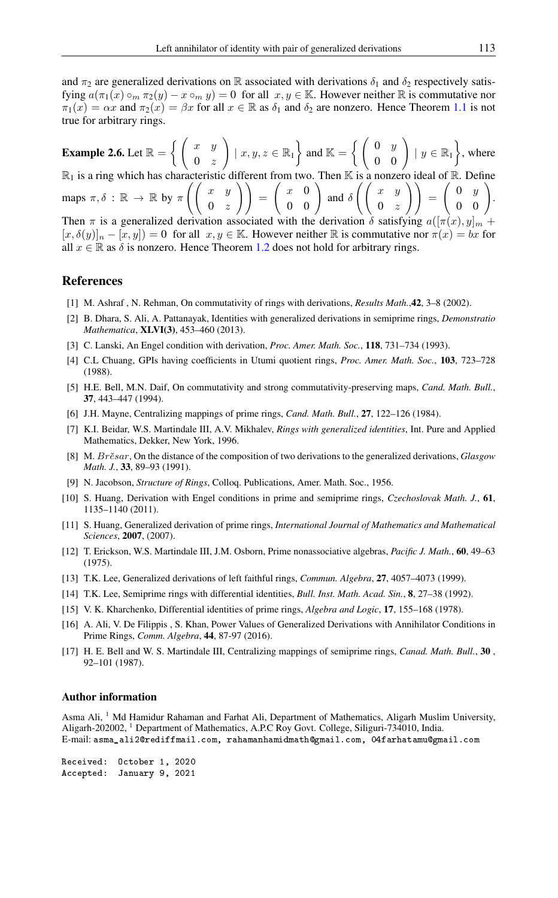and $\pi_2$ are generalized derivations on $\mathbb{R}$ associated with derivations $\delta_1$ and $\delta_2$ respectively satisfying $a(\pi_1(x) \circ_m \pi_2(y) - x \circ_m y) = 0$ for all $x, y \in \mathbb{K}$. However neither $\mathbb{R}$ is commutative nor $\pi_1(x) = \alpha x$ and $\pi_2(x) = \beta x$ for all $x \in \mathbb{R}$ as $\delta_1$ and $\delta_2$ are nonzero. Hence Theorem 1.1 is not true for arbitrary rings.

**Example 2.6.** Let $\mathbb{R} = \left\{ \begin{pmatrix} x & y \\ 0 & z \end{pmatrix} \mid x, y, z \in \mathbb{R}_1 \right\}$ and $\mathbb{K} = \left\{ \begin{pmatrix} 0 & y \\ 0 & 0 \end{pmatrix} \mid y \in \mathbb{R}_1 \right\}$, where $\mathbb{R}_1$ is a ring which has characteristic different from two. Then $\mathbb{K}$ is a nonzero ideal of $\mathbb{R}$. Define maps $\pi, \delta : \mathbb{R} \to \mathbb{R}$ by $\pi\left(\begin{pmatrix} x & y \\ 0 & z \end{pmatrix}\right) = \begin{pmatrix} x & 0 \\ 0 & 0 \end{pmatrix}$ and $\delta\left(\begin{pmatrix} x & y \\ 0 & z \end{pmatrix}\right) = \begin{pmatrix} 0 & y \\ 0 & 0 \end{pmatrix}$. Then $\pi$ is a generalized derivation associated with the derivation $\delta$ satisfying $a([\pi(x), y]_m + [x, \delta(y)]_n - [x, y]) = 0$ for all $x, y \in \mathbb{K}$. However neither $\mathbb{R}$ is commutative nor $\pi(x) = bx$ for all $x \in \mathbb{R}$ as $\delta$ is nonzero. Hence Theorem 1.2 does not hold for arbitrary rings.

## References

[1] M. Ashraf , N. Rehman, On commutativity of rings with derivations, *Results Math.*,**42**, 3–8 (2002).

[2] B. Dhara, S. Ali, A. Pattanayak, Identities with generalized derivations in semiprime rings, *Demonstratio Mathematica*, **XLVI(3)**, 453–460 (2013).

[3] C. Lanski, An Engel condition with derivation, *Proc. Amer. Math. Soc.*, **118**, 731–734 (1993).

[4] C.L Chuang, GPIs having coefficients in Utumi quotient rings, *Proc. Amer. Math. Soc.*, **103**, 723–728 (1988).

[5] H.E. Bell, M.N. Daif, On commutativity and strong commutativity-preserving maps, *Cand. Math. Bull.*, **37**, 443–447 (1994).

[6] J.H. Mayne, Centralizing mappings of prime rings, *Cand. Math. Bull.*, **27**, 122–126 (1984).

[7] K.I. Beidar, W.S. Martindale III, A.V. Mikhalev, *Rings with generalized identities*, Int. Pure and Applied Mathematics, Dekker, New York, 1996.

[8] M. *Brĕsar*, On the distance of the composition of two derivations to the generalized derivations, *Glasgow Math. J.*, **33**, 89–93 (1991).

[9] N. Jacobson, *Structure of Rings*, Colloq. Publications, Amer. Math. Soc., 1956.

[10] S. Huang, Derivation with Engel conditions in prime and semiprime rings, *Czechoslovak Math. J.*, **61**, 1135–1140 (2011).

[11] S. Huang, Generalized derivation of prime rings, *International Journal of Mathematics and Mathematical Sciences*, **2007**, (2007).

[12] T. Erickson, W.S. Martindale III, J.M. Osborn, Prime nonassociative algebras, *Pacific J. Math.*, **60**, 49–63 (1975).

[13] T.K. Lee, Generalized derivations of left faithful rings, *Commun. Algebra*, **27**, 4057–4073 (1999).

[14] T.K. Lee, Semiprime rings with differential identities, *Bull. Inst. Math. Acad. Sin.*, **8**, 27–38 (1992).

[15] V. K. Kharchenko, Differential identities of prime rings, *Algebra and Logic*, **17**, 155–168 (1978).

[16] A. Ali, V. De Filippis , S. Khan, Power Values of Generalized Derivations with Annihilator Conditions in Prime Rings, *Comm. Algebra*, **44**, 87-97 (2016).

[17] H. E. Bell and W. S. Martindale III, Centralizing mappings of semiprime rings, *Canad. Math. Bull.*, **30** , 92–101 (1987).

### Author information

Asma Ali, [1] Md Hamidur Rahaman and Farhat Ali, Department of Mathematics, Aligarh Muslim University, Aligarh-202002, [1] Department of Mathematics, A.P.C Roy Govt. College, Siliguri-734010, India.
E-mail: asma_ali2@rediffmail.com, rahamanhamidmath@gmail.com, 04farhatamu@gmail.com

Received: October 1, 2020
Accepted: January 9, 2021